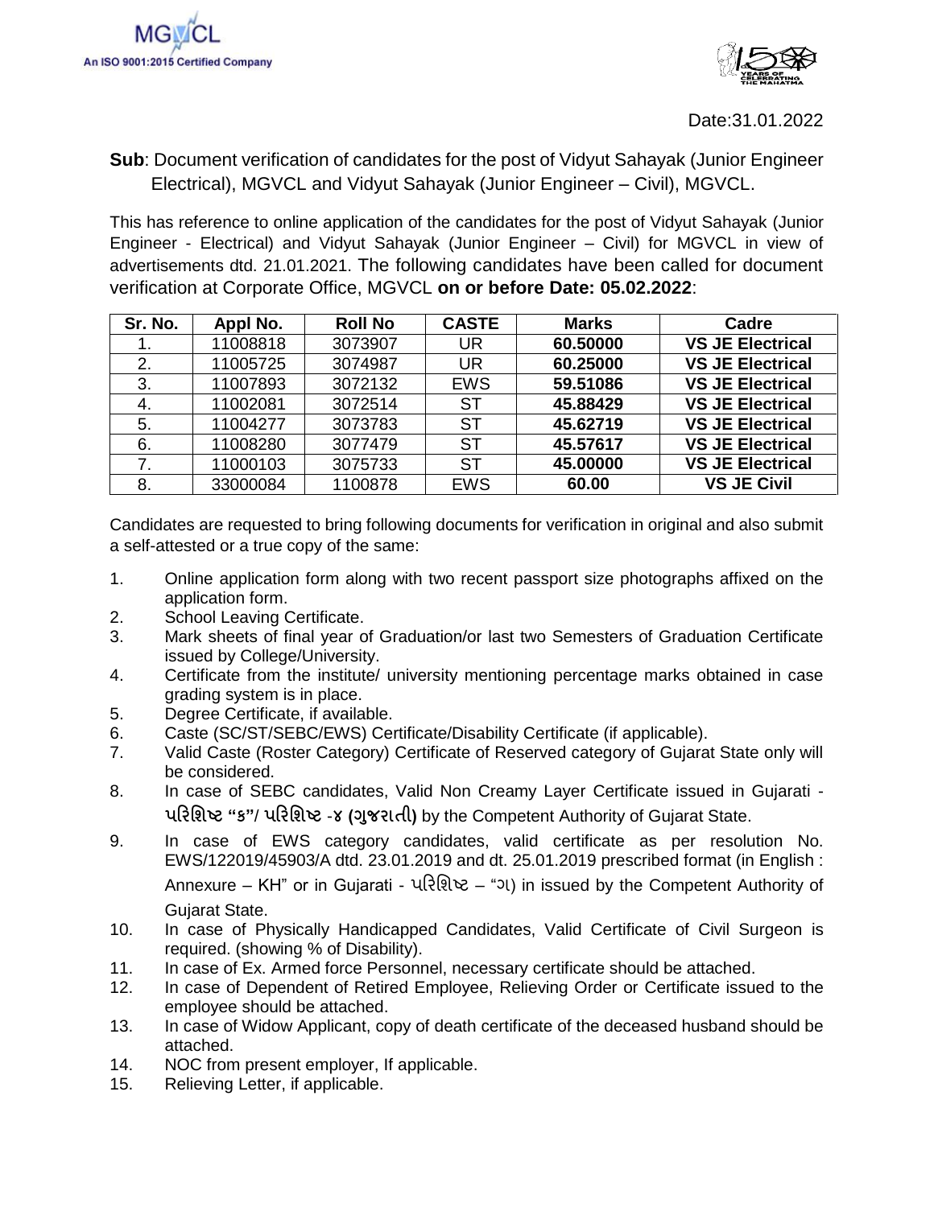MGVCL
An ISO 9001:2015 Certified Company

Date:31.01.2022

**Sub**: Document verification of candidates for the post of Vidyut Sahayak (Junior Engineer Electrical), MGVCL and Vidyut Sahayak (Junior Engineer – Civil), MGVCL.

This has reference to online application of the candidates for the post of Vidyut Sahayak (Junior Engineer - Electrical) and Vidyut Sahayak (Junior Engineer – Civil) for MGVCL in view of advertisements dtd. 21.01.2021. The following candidates have been called for document verification at Corporate Office, MGVCL **on or before Date: 05.02.2022**:

| Sr. No. | Appl No. | Roll No | CASTE | Marks | Cadre |
|---|---|---|---|---|---|
| 1. | 11008818 | 3073907 | UR | **60.50000** | **VS JE Electrical** |
| 2. | 11005725 | 3074987 | UR | **60.25000** | **VS JE Electrical** |
| 3. | 11007893 | 3072132 | EWS | **59.51086** | **VS JE Electrical** |
| 4. | 11002081 | 3072514 | ST | **45.88429** | **VS JE Electrical** |
| 5. | 11004277 | 3073783 | ST | **45.62719** | **VS JE Electrical** |
| 6. | 11008280 | 3077479 | ST | **45.57617** | **VS JE Electrical** |
| 7. | 11000103 | 3075733 | ST | **45.00000** | **VS JE Electrical** |
| 8. | 33000084 | 1100878 | EWS | **60.00** | **VS JE Civil** |

Candidates are requested to bring following documents for verification in original and also submit a self-attested or a true copy of the same:

1. Online application form along with two recent passport size photographs affixed on the application form.
2. School Leaving Certificate.
3. Mark sheets of final year of Graduation/or last two Semesters of Graduation Certificate issued by College/University.
4. Certificate from the institute/ university mentioning percentage marks obtained in case grading system is in place.
5. Degree Certificate, if available.
6. Caste (SC/ST/SEBC/EWS) Certificate/Disability Certificate (if applicable).
7. Valid Caste (Roster Category) Certificate of Reserved category of Gujarat State only will be considered.
8. In case of SEBC candidates, Valid Non Creamy Layer Certificate issued in Gujarati - **પરિશિષ્ટ "ક"/ પરિશિષ્ટ -૪ (ગુજરાતી)** by the Competent Authority of Gujarat State.
9. In case of EWS category candidates, valid certificate as per resolution No. EWS/122019/45903/A dtd. 23.01.2019 and dt. 25.01.2019 prescribed format (in English : Annexure – KH" or in Gujarati - પરિશિષ્ટ – "ગ) in issued by the Competent Authority of Gujarat State.
10. In case of Physically Handicapped Candidates, Valid Certificate of Civil Surgeon is required. (showing % of Disability).
11. In case of Ex. Armed force Personnel, necessary certificate should be attached.
12. In case of Dependent of Retired Employee, Relieving Order or Certificate issued to the employee should be attached.
13. In case of Widow Applicant, copy of death certificate of the deceased husband should be attached.
14. NOC from present employer, If applicable.
15. Relieving Letter, if applicable.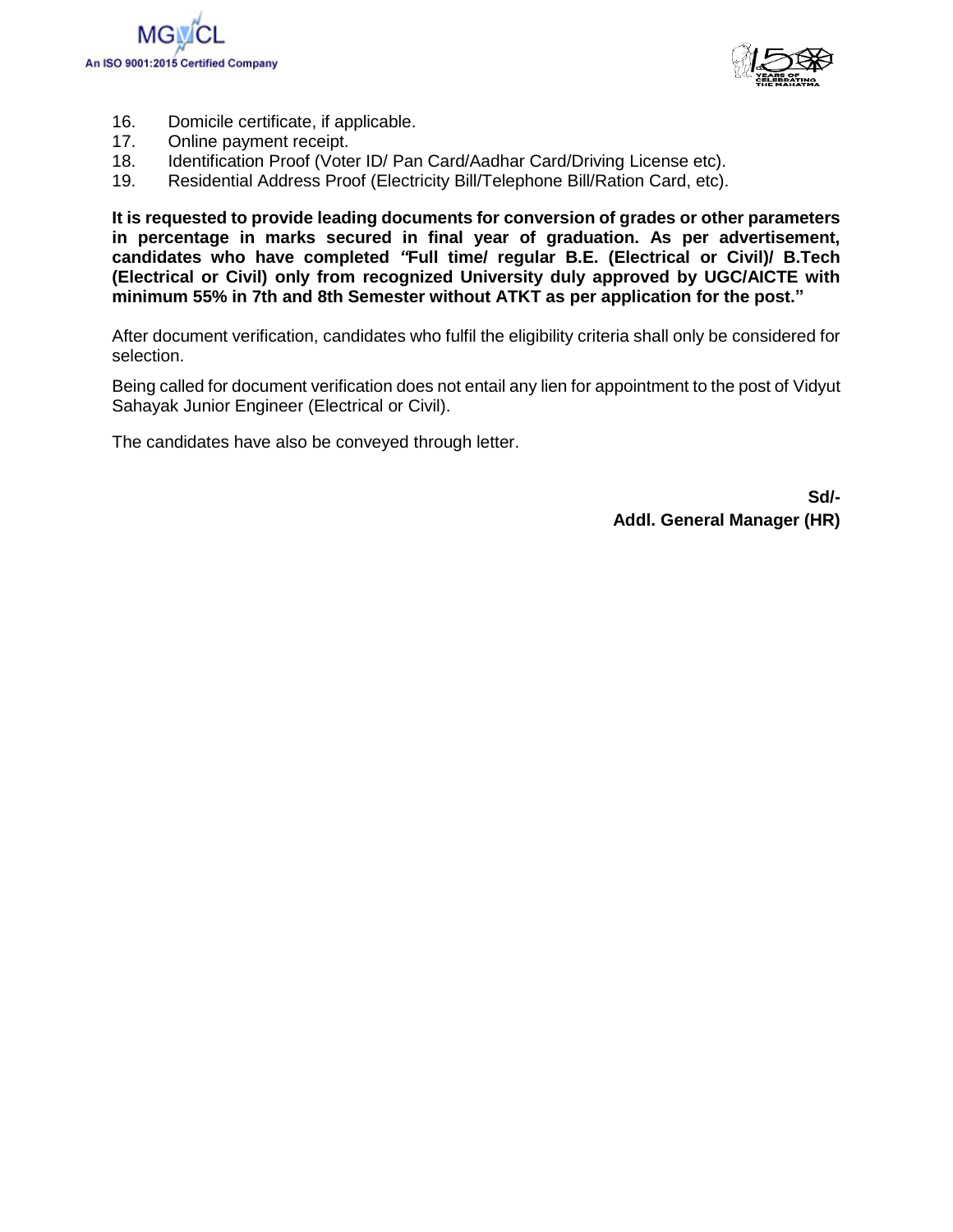16. Domicile certificate, if applicable.
17. Online payment receipt.
18. Identification Proof (Voter ID/ Pan Card/Aadhar Card/Driving License etc).
19. Residential Address Proof (Electricity Bill/Telephone Bill/Ration Card, etc).

**It is requested to provide leading documents for conversion of grades or other parameters in percentage in marks secured in final year of graduation. As per advertisement, candidates who have completed "Full time/ regular B.E. (Electrical or Civil)/ B.Tech (Electrical or Civil) only from recognized University duly approved by UGC/AICTE with minimum 55% in 7th and 8th Semester without ATKT as per application for the post."**

After document verification, candidates who fulfil the eligibility criteria shall only be considered for selection.

Being called for document verification does not entail any lien for appointment to the post of Vidyut Sahayak Junior Engineer (Electrical or Civil).

The candidates have also be conveyed through letter.

**Sd/-**
**Addl. General Manager (HR)**